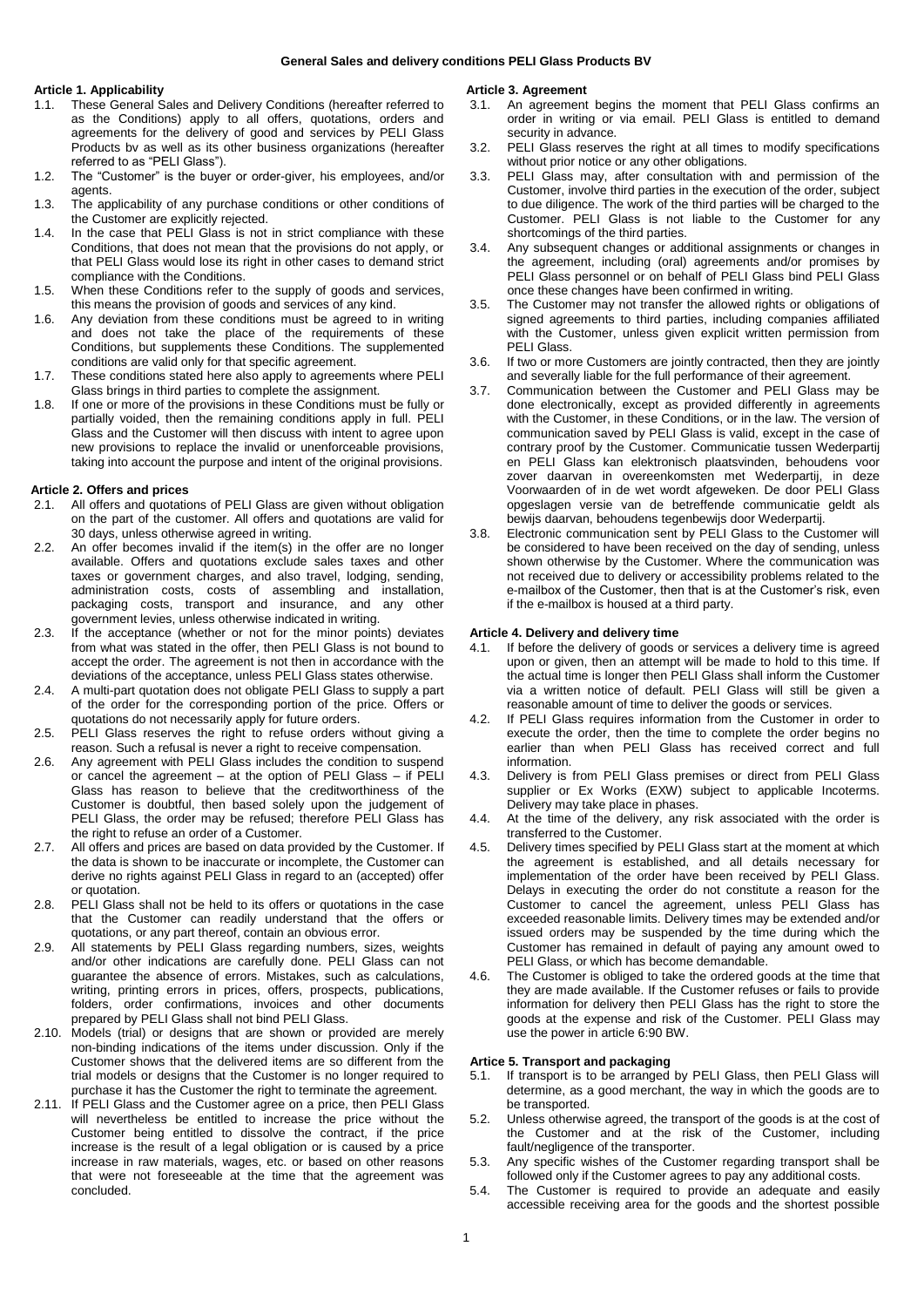# General Sales and delivery conditions PELI Glass Products BV

## Article 1. Applicability

1.1. These General Sales and Delivery Conditions (hereafter referred to as the Conditions) apply to all offers, quotations, orders and agreements for the delivery of good and services by PELI Glass Products bv as well as its other business organizations (hereafter referred to as "PELI Glass").

1.2. The "Customer" is the buyer or order-giver, his employees, and/or agents.

1.3. The applicability of any purchase conditions or other conditions of the Customer are explicitly rejected.

1.4. In the case that PELI Glass is not in strict compliance with these Conditions, that does not mean that the provisions do not apply, or that PELI Glass would lose its right in other cases to demand strict compliance with the Conditions.

1.5. When these Conditions refer to the supply of goods and services, this means the provision of goods and services of any kind.

1.6. Any deviation from these conditions must be agreed to in writing and does not take the place of the requirements of these Conditions, but supplements these Conditions. The supplemented conditions are valid only for that specific agreement.

1.7. These conditions stated here also apply to agreements where PELI Glass brings in third parties to complete the assignment.

1.8. If one or more of the provisions in these Conditions must be fully or partially voided, then the remaining conditions apply in full. PELI Glass and the Customer will then discuss with intent to agree upon new provisions to replace the invalid or unenforceable provisions, taking into account the purpose and intent of the original provisions.

## Article 2. Offers and prices

2.1. All offers and quotations of PELI Glass are given without obligation on the part of the customer. All offers and quotations are valid for 30 days, unless otherwise agreed in writing.

2.2. An offer becomes invalid if the item(s) in the offer are no longer available. Offers and quotations exclude sales taxes and other taxes or government charges, and also travel, lodging, sending, administration costs, costs of assembling and installation, packaging costs, transport and insurance, and any other government levies, unless otherwise indicated in writing.

2.3. If the acceptance (whether or not for the minor points) deviates from what was stated in the offer, then PELI Glass is not bound to accept the order. The agreement is not then in accordance with the deviations of the acceptance, unless PELI Glass states otherwise.

2.4. A multi-part quotation does not obligate PELI Glass to supply a part of the order for the corresponding portion of the price. Offers or quotations do not necessarily apply for future orders.

2.5. PELI Glass reserves the right to refuse orders without giving a reason. Such a refusal is never a right to receive compensation.

2.6. Any agreement with PELI Glass includes the condition to suspend or cancel the agreement – at the option of PELI Glass – if PELI Glass has reason to believe that the creditworthiness of the Customer is doubtful, then based solely upon the judgement of PELI Glass, the order may be refused; therefore PELI Glass has the right to refuse an order of a Customer.

2.7. All offers and prices are based on data provided by the Customer. If the data is shown to be inaccurate or incomplete, the Customer can derive no rights against PELI Glass in regard to an (accepted) offer or quotation.

2.8. PELI Glass shall not be held to its offers or quotations in the case that the Customer can readily understand that the offers or quotations, or any part thereof, contain an obvious error.

2.9. All statements by PELI Glass regarding numbers, sizes, weights and/or other indications are carefully done. PELI Glass can not guarantee the absence of errors. Mistakes, such as calculations, writing, printing errors in prices, offers, prospects, publications, folders, order confirmations, invoices and other documents prepared by PELI Glass shall not bind PELI Glass.

2.10. Models (trial) or designs that are shown or provided are merely non-binding indications of the items under discussion. Only if the Customer shows that the delivered items are so different from the trial models or designs that the Customer is no longer required to purchase it has the Customer the right to terminate the agreement.

2.11. If PELI Glass and the Customer agree on a price, then PELI Glass will nevertheless be entitled to increase the price without the Customer being entitled to dissolve the contract, if the price increase is the result of a legal obligation or is caused by a price increase in raw materials, wages, etc. or based on other reasons that were not foreseeable at the time that the agreement was concluded.

## Article 3. Agreement

3.1. An agreement begins the moment that PELI Glass confirms an order in writing or via email. PELI Glass is entitled to demand security in advance.

3.2. PELI Glass reserves the right at all times to modify specifications without prior notice or any other obligations.

3.3. PELI Glass may, after consultation with and permission of the Customer, involve third parties in the execution of the order, subject to due diligence. The work of the third parties will be charged to the Customer. PELI Glass is not liable to the Customer for any shortcomings of the third parties.

3.4. Any subsequent changes or additional assignments or changes in the agreement, including (oral) agreements and/or promises by PELI Glass personnel or on behalf of PELI Glass bind PELI Glass once these changes have been confirmed in writing.

3.5. The Customer may not transfer the allowed rights or obligations of signed agreements to third parties, including companies affiliated with the Customer, unless given explicit written permission from PELI Glass.

3.6. If two or more Customers are jointly contracted, then they are jointly and severally liable for the full performance of their agreement.

3.7. Communication between the Customer and PELI Glass may be done electronically, except as provided differently in agreements with the Customer, in these Conditions, or in the law. The version of communication saved by PELI Glass is valid, except in the case of contrary proof by the Customer. Communicatie tussen Wederpartij en PELI Glass kan elektronisch plaatsvinden, behoudens voor zover daarvan in overeenkomsten met Wederpartij, in deze Voorwaarden of in de wet wordt afgeweken. De door PELI Glass opgeslagen versie van de betreffende communicatie geldt als bewijs daarvan, behoudens tegenbewijs door Wederpartij.

3.8. Electronic communication sent by PELI Glass to the Customer will be considered to have been received on the day of sending, unless shown otherwise by the Customer. Where the communication was not received due to delivery or accessibility problems related to the e-mailbox of the Customer, then that is at the Customer's risk, even if the e-mailbox is housed at a third party.

## Article 4. Delivery and delivery time

4.1. If before the delivery of goods or services a delivery time is agreed upon or given, then an attempt will be made to hold to this time. If the actual time is longer then PELI Glass shall inform the Customer via a written notice of default. PELI Glass will still be given a reasonable amount of time to deliver the goods or services.

4.2. If PELI Glass requires information from the Customer in order to execute the order, then the time to complete the order begins no earlier than when PELI Glass has received correct and full information.

4.3. Delivery is from PELI Glass premises or direct from PELI Glass supplier or Ex Works (EXW) subject to applicable Incoterms. Delivery may take place in phases.

4.4. At the time of the delivery, any risk associated with the order is transferred to the Customer.

4.5. Delivery times specified by PELI Glass start at the moment at which the agreement is established, and all details necessary for implementation of the order have been received by PELI Glass. Delays in executing the order do not constitute a reason for the Customer to cancel the agreement, unless PELI Glass has exceeded reasonable limits. Delivery times may be extended and/or issued orders may be suspended by the time during which the Customer has remained in default of paying any amount owed to PELI Glass, or which has become demandable.

4.6. The Customer is obliged to take the ordered goods at the time that they are made available. If the Customer refuses or fails to provide information for delivery then PELI Glass has the right to store the goods at the expense and risk of the Customer. PELI Glass may use the power in article 6:90 BW.

## Artice 5. Transport and packaging

5.1. If transport is to be arranged by PELI Glass, then PELI Glass will determine, as a good merchant, the way in which the goods are to be transported.

5.2. Unless otherwise agreed, the transport of the goods is at the cost of the Customer and at the risk of the Customer, including fault/negligence of the transporter.

5.3. Any specific wishes of the Customer regarding transport shall be followed only if the Customer agrees to pay any additional costs.

5.4. The Customer is required to provide an adequate and easily accessible receiving area for the goods and the shortest possible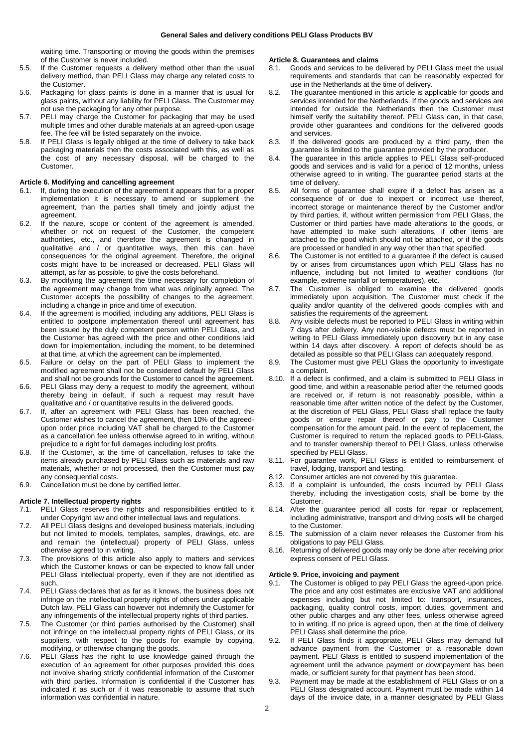waiting time. Transporting or moving the goods within the premises of the Customer is never included.

5.5. If the Customer requests a delivery method other than the usual delivery method, than PELI Glass may charge any related costs to the Customer.

5.6. Packaging for glass paints is done in a manner that is usual for glass paints, without any liability for PELI Glass. The Customer may not use the packaging for any other purpose.

5.7. PELI may charge the Customer for packaging that may be used multiple times and other durable materials at an agreed-upon usage fee. The fee will be listed separately on the invoice.

5.8. If PELI Glass is legally obliged at the time of delivery to take back packaging materials then the costs associated with this, as well as the cost of any necessary disposal, will be charged to the Customer.

**Article 6. Modifying and cancelling agreement**

6.1. If, during the execution of the agreement it appears that for a proper implementation it is necessary to amend or supplement the agreement, than the parties shall timely and jointly adjust the agreement.

6.2. If the nature, scope or content of the agreement is amended, whether or not on request of the Customer, the competent authorities, etc., and therefore the agreement is changed in qualitative and / or quantitative ways, then this can have consequences for the original agreement. Therefore, the original costs might have to be increased or decreased. PELI Glass will attempt, as far as possible, to give the costs beforehand.

6.3. By modifying the agreement the time necessary for completion of the agreement may change from what was originally agreed. The Customer accepts the possibility of changes to the agreement, including a change in price and time of execution.

6.4. If the agreement is modified, including any additions, PELI Glass is entitled to postpone implementation thereof until agreement has been issued by the duly competent person within PELI Glass, and the Customer has agreed with the price and other conditions laid down for implementation, including the moment, to be determined at that time, at which the agreement can be implemented.

6.5. Failure or delay on the part of PELI Glass to implement the modified agreement shall not be considered default by PELI Glass and shall not be grounds for the Customer to cancel the agreement.

6.6. PELI Glass may deny a request to modify the agreement, without thereby being in default, if such a request may result have qualitative and / or quantitative results in the delivered goods.

6.7. If, after an agreement with PELI Glass has been reached, the Customer wishes to cancel the agreement, then 10% of the agreed-upon order price including VAT shall be charged to the Customer as a cancellation fee unless otherwise agreed to in writing, without prejudice to a right for full damages including lost profits.

6.8. If the Customer, at the time of cancellation, refuses to take the items already purchased by PELI Glass such as materials and raw materials, whether or not processed, then the Customer must pay any consequential costs.

6.9. Cancellation must be done by certified letter.

**Article 7. Intellectual property rights**

7.1. PELI Glass reserves the rights and responsibilities entitled to it under Copyright law and other intellectual laws and regulations.

7.2. All PELI Glass designs and developed business materials, including but not limited to models, templates, samples, drawings, etc. are and remain the (intellectual) property of PELI Glass, unless otherwise agreed to in writing.

7.3. The provisions of this article also apply to matters and services which the Customer knows or can be expected to know fall under PELI Glass intellectual property, even if they are not identified as such.

7.4. PELI Glass declares that as far as it knows, the business does not infringe on the intellectual property rights of others under applicable Dutch law. PELI Glass can however not indemnify the Customer for any infringements of the intellectual property rights of third parties.

7.5. The Customer (or third parties authorised by the Customer) shall not infringe on the intellectual property rights of PELI Glass, or its suppliers, with respect to the goods for example by copying, modifying, or otherwise changing the goods.

7.6. PELI Glass has the right to use knowledge gained through the execution of an agreement for other purposes provided this does not involve sharing strictly confidential information of the Customer with third parties. Information is confidential if the Customer has indicated it as such or if it was reasonable to assume that such information was confidential in nature.

**Article 8. Guarantees and claims**

8.1. Goods and services to be delivered by PELI Glass meet the usual requirements and standards that can be reasonably expected for use in the Netherlands at the time of delivery.

8.2. The guarantee mentioned in this article is applicable for goods and services intended for the Netherlands. If the goods and services are intended for outside the Netherlands then the Customer must himself verify the suitability thereof. PELI Glass can, in that case, provide other guarantees and conditions for the delivered goods and services.

8.3. If the delivered goods are produced by a third party, then the guarantee is limited to the guarantee provided by the producer.

8.4. The guarantee in this article applies to PELI Glass self-produced goods and services and is valid for a period of 12 months, unless otherwise agreed to in writing. The guarantee period starts at the time of delivery.

8.5. All forms of guarantee shall expire if a defect has arisen as a consequence of or due to inexpert or incorrect use thereof, incorrect storage or maintenance thereof by the Customer and/or by third parties, if, without written permission from PELI Glass, the Customer or third parties have made alterations to the goods, or have attempted to make such alterations, if other items are attached to the good which should not be attached, or if the goods are processed or handled in any way other than that specified.

8.6. The Customer is not entitled to a guarantee if the defect is caused by or arises from circumstances upon which PELI Glass has no influence, including but not limited to weather conditions (for example, extreme rainfall or temperatures), etc.

8.7. The Customer is obliged to examine the delivered goods immediately upon acquisition. The Customer must check if the quality and/or quantity of the delivered goods complies with and satisfies the requirements of the agreement.

8.8. Any visible defects must be reported to PELI Glass in writing within 7 days after delivery. Any non-visible defects must be reported in writing to PELI Glass immediately upon discovery but in any case within 14 days after discovery. A report of defects should be as detailed as possible so that PELI Glass can adequately respond.

8.9. The Customer must give PELI Glass the opportunity to investigate a complaint.

8.10. If a defect is confirmed, and a claim is submitted to PELI Glass in good time, and within a reasonable period after the returned goods are received or, if return is not reasonably possible, within a reasonable time after written notice of the defect by the Customer, at the discretion of PELI Glass, PELI Glass shall replace the faulty goods or ensure repair thereof or pay to the Customer compensation for the amount paid. In the event of replacement, the Customer is required to return the replaced goods to PELI-Glass, and to transfer ownership thereof to PELI Glass, unless otherwise specified by PELI Glass.

8.11. For guarantee work, PELI Glass is entitled to reimbursement of travel, lodging, transport and testing.

8.12. Consumer articles are not covered by this guarantee.

8.13. If a complaint is unfounded, the costs incurred by PELI Glass thereby, including the investigation costs, shall be borne by the Customer.

8.14. After the guarantee period all costs for repair or replacement, including administrative, transport and driving costs will be charged to the Customer.

8.15. The submission of a claim never releases the Customer from his obligations to pay PELI Glass.

8.16. Returning of delivered goods may only be done after receiving prior express consent of PELI Glass.

**Article 9. Price, invoicing and payment**

9.1. The Customer is obliged to pay PELI Glass the agreed-upon price. The price and any cost estimates are exclusive VAT and additional expenses including but not limited to: transport, insurances, packaging, quality control costs, import duties, government and other public charges and any other fees, unless otherwise agreed to in writing. If no price is agreed upon, then at the time of delivery PELI Glass shall determine the price.

9.2. If PELI Glass finds it appropriate, PELI Glass may demand full advance payment from the Customer or a reasonable down payment. PELI Glass is entitled to suspend implementation of the agreement until the advance payment or downpayment has been made, or sufficient surety for that payment has been stood.

9.3. Payment may be made at the establishment of PELI Glass or on a PELI Glass designated account. Payment must be made within 14 days of the invoice date, in a manner designated by PELI Glass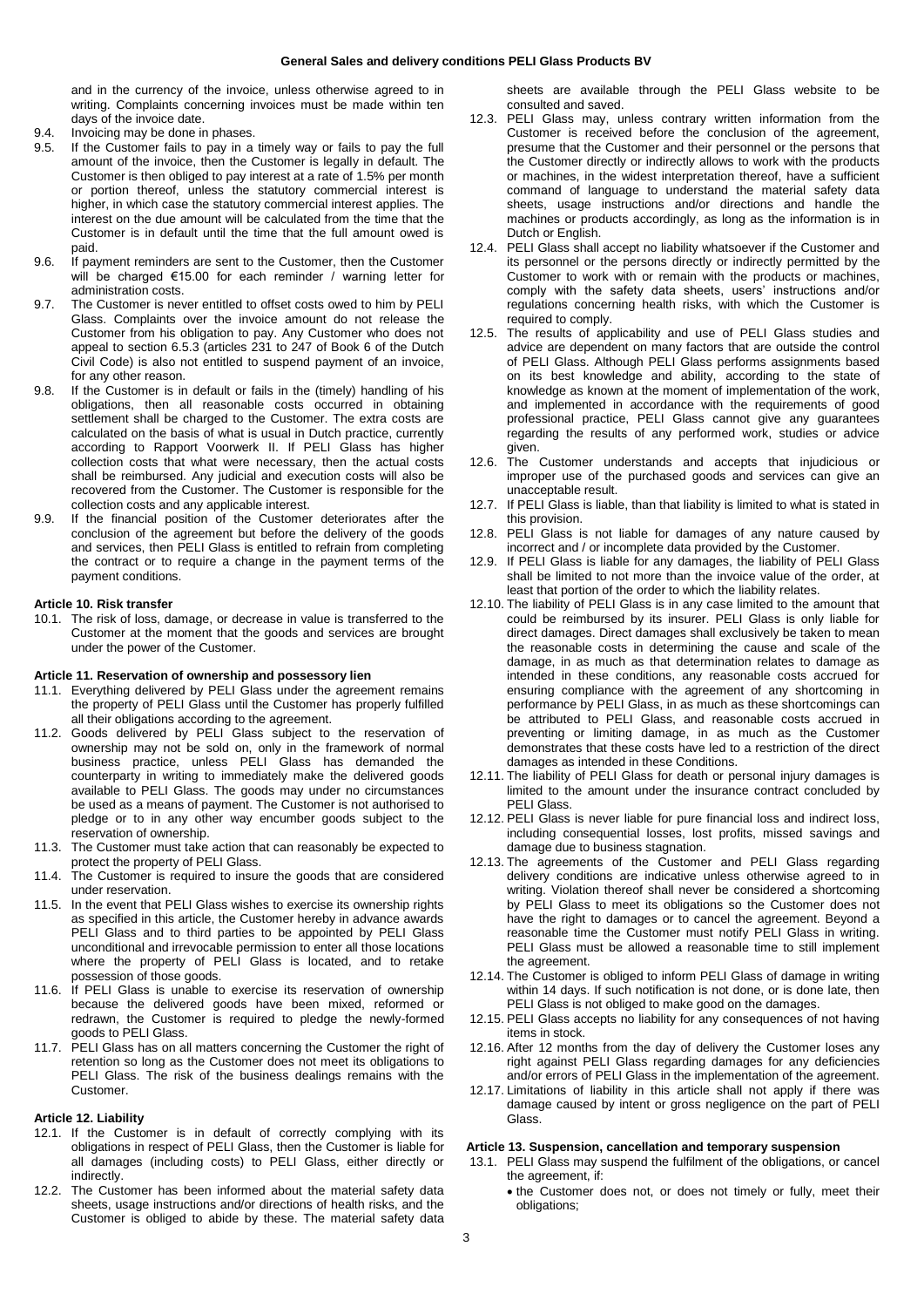and in the currency of the invoice, unless otherwise agreed to in writing. Complaints concerning invoices must be made within ten days of the invoice date.

9.4. Invoicing may be done in phases.

9.5. If the Customer fails to pay in a timely way or fails to pay the full amount of the invoice, then the Customer is legally in default. The Customer is then obliged to pay interest at a rate of 1.5% per month or portion thereof, unless the statutory commercial interest is higher, in which case the statutory commercial interest applies. The interest on the due amount will be calculated from the time that the Customer is in default until the time that the full amount owed is paid.

9.6. If payment reminders are sent to the Customer, then the Customer will be charged €15.00 for each reminder / warning letter for administration costs.

9.7. The Customer is never entitled to offset costs owed to him by PELI Glass. Complaints over the invoice amount do not release the Customer from his obligation to pay. Any Customer who does not appeal to section 6.5.3 (articles 231 to 247 of Book 6 of the Dutch Civil Code) is also not entitled to suspend payment of an invoice, for any other reason.

9.8. If the Customer is in default or fails in the (timely) handling of his obligations, then all reasonable costs occurred in obtaining settlement shall be charged to the Customer. The extra costs are calculated on the basis of what is usual in Dutch practice, currently according to Rapport Voorwerk II. If PELI Glass has higher collection costs that what were necessary, then the actual costs shall be reimbursed. Any judicial and execution costs will also be recovered from the Customer. The Customer is responsible for the collection costs and any applicable interest.

9.9. If the financial position of the Customer deteriorates after the conclusion of the agreement but before the delivery of the goods and services, then PELI Glass is entitled to refrain from completing the contract or to require a change in the payment terms of the payment conditions.

**Article 10. Risk transfer**

10.1. The risk of loss, damage, or decrease in value is transferred to the Customer at the moment that the goods and services are brought under the power of the Customer.

**Article 11. Reservation of ownership and possessory lien**

11.1. Everything delivered by PELI Glass under the agreement remains the property of PELI Glass until the Customer has properly fulfilled all their obligations according to the agreement.

11.2. Goods delivered by PELI Glass subject to the reservation of ownership may not be sold on, only in the framework of normal business practice, unless PELI Glass has demanded the counterparty in writing to immediately make the delivered goods available to PELI Glass. The goods may under no circumstances be used as a means of payment. The Customer is not authorised to pledge or to in any other way encumber goods subject to the reservation of ownership.

11.3. The Customer must take action that can reasonably be expected to protect the property of PELI Glass.

11.4. The Customer is required to insure the goods that are considered under reservation.

11.5. In the event that PELI Glass wishes to exercise its ownership rights as specified in this article, the Customer hereby in advance awards PELI Glass and to third parties to be appointed by PELI Glass unconditional and irrevocable permission to enter all those locations where the property of PELI Glass is located, and to retake possession of those goods.

11.6. If PELI Glass is unable to exercise its reservation of ownership because the delivered goods have been mixed, reformed or redrawn, the Customer is required to pledge the newly-formed goods to PELI Glass.

11.7. PELI Glass has on all matters concerning the Customer the right of retention so long as the Customer does not meet its obligations to PELI Glass. The risk of the business dealings remains with the Customer.

**Article 12. Liability**

12.1. If the Customer is in default of correctly complying with its obligations in respect of PELI Glass, then the Customer is liable for all damages (including costs) to PELI Glass, either directly or indirectly.

12.2. The Customer has been informed about the material safety data sheets, usage instructions and/or directions of health risks, and the Customer is obliged to abide by these. The material safety data sheets are available through the PELI Glass website to be consulted and saved.

12.3. PELI Glass may, unless contrary written information from the Customer is received before the conclusion of the agreement, presume that the Customer and their personnel or the persons that the Customer directly or indirectly allows to work with the products or machines, in the widest interpretation thereof, have a sufficient command of language to understand the material safety data sheets, usage instructions and/or directions and handle the machines or products accordingly, as long as the information is in Dutch or English.

12.4. PELI Glass shall accept no liability whatsoever if the Customer and its personnel or the persons directly or indirectly permitted by the Customer to work with or remain with the products or machines, comply with the safety data sheets, users' instructions and/or regulations concerning health risks, with which the Customer is required to comply.

12.5. The results of applicability and use of PELI Glass studies and advice are dependent on many factors that are outside the control of PELI Glass. Although PELI Glass performs assignments based on its best knowledge and ability, according to the state of knowledge as known at the moment of implementation of the work, and implemented in accordance with the requirements of good professional practice, PELI Glass cannot give any guarantees regarding the results of any performed work, studies or advice given.

12.6. The Customer understands and accepts that injudicious or improper use of the purchased goods and services can give an unacceptable result.

12.7. If PELI Glass is liable, than that liability is limited to what is stated in this provision.

12.8. PELI Glass is not liable for damages of any nature caused by incorrect and / or incomplete data provided by the Customer.

12.9. If PELI Glass is liable for any damages, the liability of PELI Glass shall be limited to not more than the invoice value of the order, at least that portion of the order to which the liability relates.

12.10. The liability of PELI Glass is in any case limited to the amount that could be reimbursed by its insurer. PELI Glass is only liable for direct damages. Direct damages shall exclusively be taken to mean the reasonable costs in determining the cause and scale of the damage, in as much as that determination relates to damage as intended in these conditions, any reasonable costs accrued for ensuring compliance with the agreement of any shortcoming in performance by PELI Glass, in as much as these shortcomings can be attributed to PELI Glass, and reasonable costs accrued in preventing or limiting damage, in as much as the Customer demonstrates that these costs have led to a restriction of the direct damages as intended in these Conditions.

12.11. The liability of PELI Glass for death or personal injury damages is limited to the amount under the insurance contract concluded by PELI Glass.

12.12. PELI Glass is never liable for pure financial loss and indirect loss, including consequential losses, lost profits, missed savings and damage due to business stagnation.

12.13. The agreements of the Customer and PELI Glass regarding delivery conditions are indicative unless otherwise agreed to in writing. Violation thereof shall never be considered a shortcoming by PELI Glass to meet its obligations so the Customer does not have the right to damages or to cancel the agreement. Beyond a reasonable time the Customer must notify PELI Glass in writing. PELI Glass must be allowed a reasonable time to still implement the agreement.

12.14. The Customer is obliged to inform PELI Glass of damage in writing within 14 days. If such notification is not done, or is done late, then PELI Glass is not obliged to make good on the damages.

12.15. PELI Glass accepts no liability for any consequences of not having items in stock.

12.16. After 12 months from the day of delivery the Customer loses any right against PELI Glass regarding damages for any deficiencies and/or errors of PELI Glass in the implementation of the agreement.

12.17. Limitations of liability in this article shall not apply if there was damage caused by intent or gross negligence on the part of PELI Glass.

**Article 13. Suspension, cancellation and temporary suspension**

13.1. PELI Glass may suspend the fulfilment of the obligations, or cancel the agreement, if:

- the Customer does not, or does not timely or fully, meet their obligations;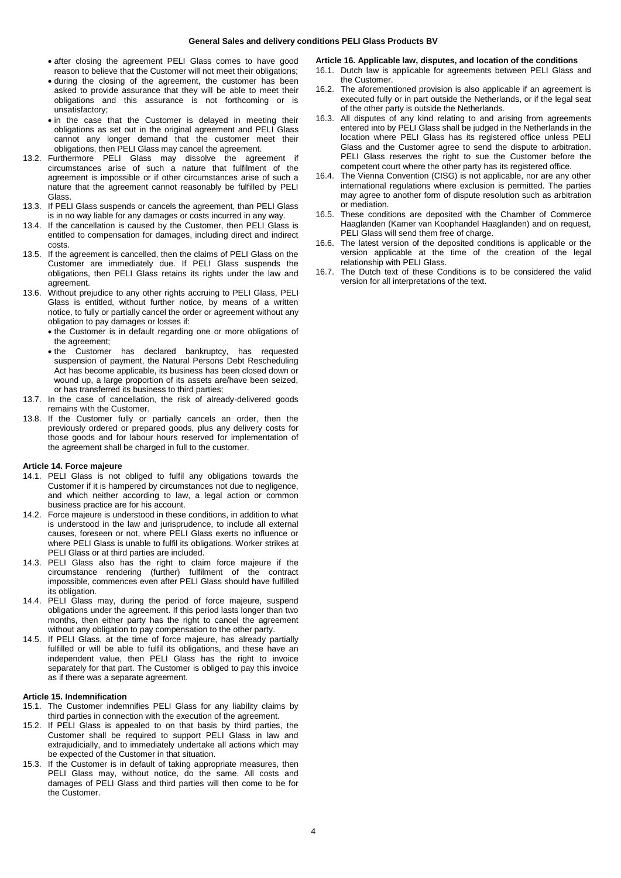- after closing the agreement PELI Glass comes to have good reason to believe that the Customer will not meet their obligations;
- during the closing of the agreement, the customer has been asked to provide assurance that they will be able to meet their obligations and this assurance is not forthcoming or is unsatisfactory;
- in the case that the Customer is delayed in meeting their obligations as set out in the original agreement and PELI Glass cannot any longer demand that the customer meet their obligations, then PELI Glass may cancel the agreement.

13.2. Furthermore PELI Glass may dissolve the agreement if circumstances arise of such a nature that fulfilment of the agreement is impossible or if other circumstances arise of such a nature that the agreement cannot reasonably be fulfilled by PELI Glass.

13.3. If PELI Glass suspends or cancels the agreement, than PELI Glass is in no way liable for any damages or costs incurred in any way.

13.4. If the cancellation is caused by the Customer, then PELI Glass is entitled to compensation for damages, including direct and indirect costs.

13.5. If the agreement is cancelled, then the claims of PELI Glass on the Customer are immediately due. If PELI Glass suspends the obligations, then PELI Glass retains its rights under the law and agreement.

13.6. Without prejudice to any other rights accruing to PELI Glass, PELI Glass is entitled, without further notice, by means of a written notice, to fully or partially cancel the order or agreement without any obligation to pay damages or losses if:
- the Customer is in default regarding one or more obligations of the agreement;
- the Customer has declared bankruptcy, has requested suspension of payment, the Natural Persons Debt Rescheduling Act has become applicable, its business has been closed down or wound up, a large proportion of its assets are/have been seized, or has transferred its business to third parties;

13.7. In the case of cancellation, the risk of already-delivered goods remains with the Customer.

13.8. If the Customer fully or partially cancels an order, then the previously ordered or prepared goods, plus any delivery costs for those goods and for labour hours reserved for implementation of the agreement shall be charged in full to the customer.

### Article 14. Force majeure

14.1. PELI Glass is not obliged to fulfil any obligations towards the Customer if it is hampered by circumstances not due to negligence, and which neither according to law, a legal action or common business practice are for his account.

14.2. Force majeure is understood in these conditions, in addition to what is understood in the law and jurisprudence, to include all external causes, foreseen or not, where PELI Glass exerts no influence or where PELI Glass is unable to fulfil its obligations. Worker strikes at PELI Glass or at third parties are included.

14.3. PELI Glass also has the right to claim force majeure if the circumstance rendering (further) fulfilment of the contract impossible, commences even after PELI Glass should have fulfilled its obligation.

14.4. PELI Glass may, during the period of force majeure, suspend obligations under the agreement. If this period lasts longer than two months, then either party has the right to cancel the agreement without any obligation to pay compensation to the other party.

14.5. If PELI Glass, at the time of force majeure, has already partially fulfilled or will be able to fulfil its obligations, and these have an independent value, then PELI Glass has the right to invoice separately for that part. The Customer is obliged to pay this invoice as if there was a separate agreement.

### Article 15. Indemnification

15.1. The Customer indemnifies PELI Glass for any liability claims by third parties in connection with the execution of the agreement.

15.2. If PELI Glass is appealed to on that basis by third parties, the Customer shall be required to support PELI Glass in law and extrajudicially, and to immediately undertake all actions which may be expected of the Customer in that situation.

15.3. If the Customer is in default of taking appropriate measures, then PELI Glass may, without notice, do the same. All costs and damages of PELI Glass and third parties will then come to be for the Customer.

### Article 16. Applicable law, disputes, and location of the conditions

16.1. Dutch law is applicable for agreements between PELI Glass and the Customer.

16.2. The aforementioned provision is also applicable if an agreement is executed fully or in part outside the Netherlands, or if the legal seat of the other party is outside the Netherlands.

16.3. All disputes of any kind relating to and arising from agreements entered into by PELI Glass shall be judged in the Netherlands in the location where PELI Glass has its registered office unless PELI Glass and the Customer agree to send the dispute to arbitration. PELI Glass reserves the right to sue the Customer before the competent court where the other party has its registered office.

16.4. The Vienna Convention (CISG) is not applicable, nor are any other international regulations where exclusion is permitted. The parties may agree to another form of dispute resolution such as arbitration or mediation.

16.5. These conditions are deposited with the Chamber of Commerce Haaglanden (Kamer van Koophandel Haaglanden) and on request, PELI Glass will send them free of charge.

16.6. The latest version of the deposited conditions is applicable or the version applicable at the time of the creation of the legal relationship with PELI Glass.

16.7. The Dutch text of these Conditions is to be considered the valid version for all interpretations of the text.